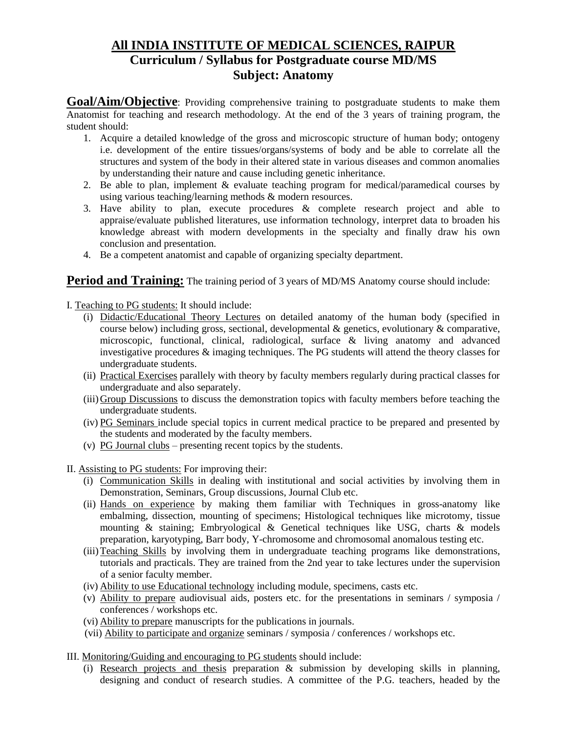# All INDIA INSTITUTE OF MEDICAL SCIENCES, RAIPUR

## Curriculum / Syllabus for Postgraduate course MD/MS

## Subject: Anatomy

**Goal/Aim/Objective**: Providing comprehensive training to postgraduate students to make them Anatomist for teaching and research methodology. At the end of the 3 years of training program, the student should:

1. Acquire a detailed knowledge of the gross and microscopic structure of human body; ontogeny i.e. development of the entire tissues/organs/systems of body and be able to correlate all the structures and system of the body in their altered state in various diseases and common anomalies by understanding their nature and cause including genetic inheritance.
2. Be able to plan, implement & evaluate teaching program for medical/paramedical courses by using various teaching/learning methods & modern resources.
3. Have ability to plan, execute procedures & complete research project and able to appraise/evaluate published literatures, use information technology, interpret data to broaden his knowledge abreast with modern developments in the specialty and finally draw his own conclusion and presentation.
4. Be a competent anatomist and capable of organizing specialty department.

**Period and Training:** The training period of 3 years of MD/MS Anatomy course should include:

I. Teaching to PG students: It should include:

- (i) Didactic/Educational Theory Lectures on detailed anatomy of the human body (specified in course below) including gross, sectional, developmental & genetics, evolutionary & comparative, microscopic, functional, clinical, radiological, surface & living anatomy and advanced investigative procedures & imaging techniques. The PG students will attend the theory classes for undergraduate students.
- (ii) Practical Exercises parallely with theory by faculty members regularly during practical classes for undergraduate and also separately.
- (iii) Group Discussions to discuss the demonstration topics with faculty members before teaching the undergraduate students.
- (iv) PG Seminars include special topics in current medical practice to be prepared and presented by the students and moderated by the faculty members.
- (v) PG Journal clubs – presenting recent topics by the students.

II. Assisting to PG students: For improving their:

- (i) Communication Skills in dealing with institutional and social activities by involving them in Demonstration, Seminars, Group discussions, Journal Club etc.
- (ii) Hands on experience by making them familiar with Techniques in gross-anatomy like embalming, dissection, mounting of specimens; Histological techniques like microtomy, tissue mounting & staining; Embryological & Genetical techniques like USG, charts & models preparation, karyotyping, Barr body, Y-chromosome and chromosomal anomalous testing etc.
- (iii) Teaching Skills by involving them in undergraduate teaching programs like demonstrations, tutorials and practicals. They are trained from the 2nd year to take lectures under the supervision of a senior faculty member.
- (iv) Ability to use Educational technology including module, specimens, casts etc.
- (v) Ability to prepare audiovisual aids, posters etc. for the presentations in seminars / symposia / conferences / workshops etc.
- (vi) Ability to prepare manuscripts for the publications in journals.
- (vii) Ability to participate and organize seminars / symposia / conferences / workshops etc.

III. Monitoring/Guiding and encouraging to PG students should include:

- (i) Research projects and thesis preparation & submission by developing skills in planning, designing and conduct of research studies. A committee of the P.G. teachers, headed by the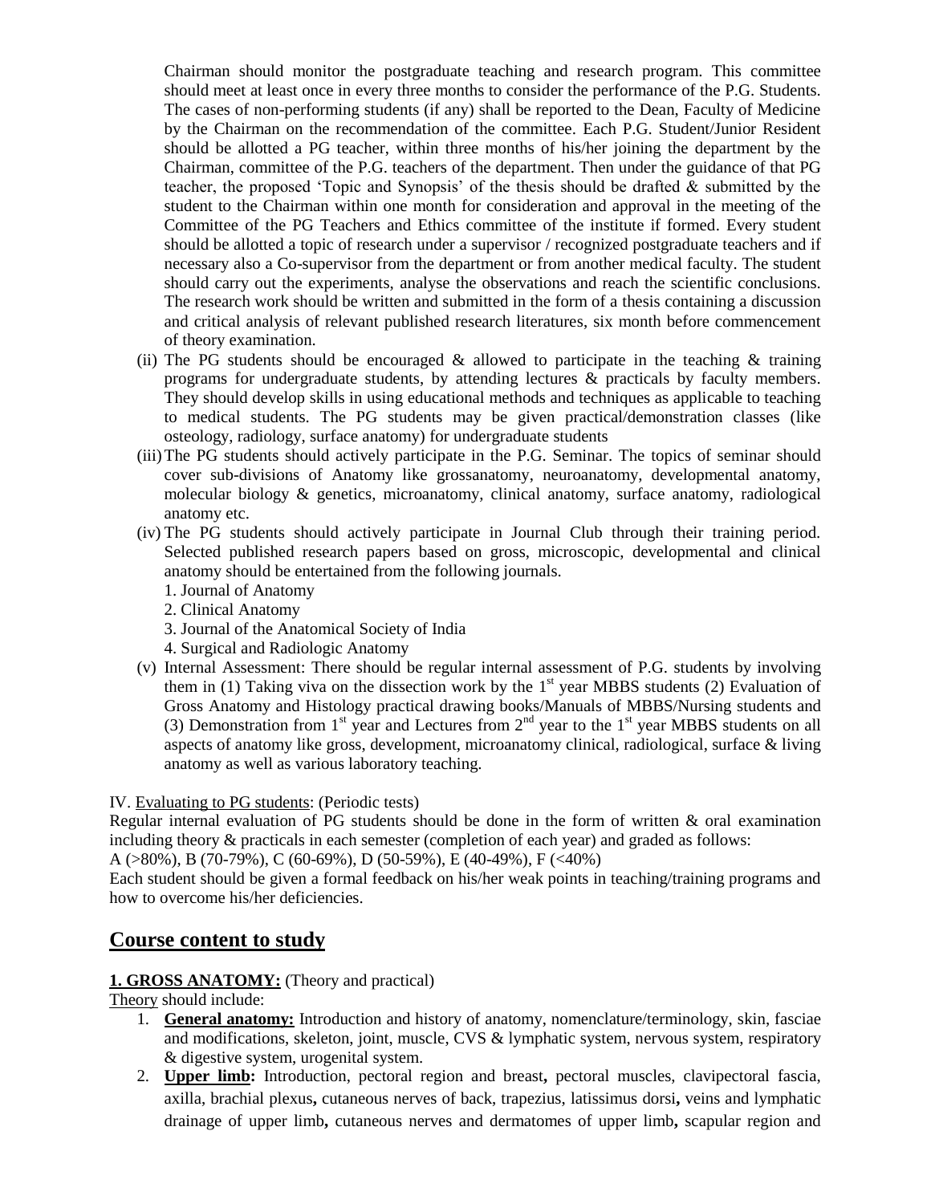Chairman should monitor the postgraduate teaching and research program. This committee should meet at least once in every three months to consider the performance of the P.G. Students. The cases of non-performing students (if any) shall be reported to the Dean, Faculty of Medicine by the Chairman on the recommendation of the committee. Each P.G. Student/Junior Resident should be allotted a PG teacher, within three months of his/her joining the department by the Chairman, committee of the P.G. teachers of the department. Then under the guidance of that PG teacher, the proposed 'Topic and Synopsis' of the thesis should be drafted & submitted by the student to the Chairman within one month for consideration and approval in the meeting of the Committee of the PG Teachers and Ethics committee of the institute if formed. Every student should be allotted a topic of research under a supervisor / recognized postgraduate teachers and if necessary also a Co-supervisor from the department or from another medical faculty. The student should carry out the experiments, analyse the observations and reach the scientific conclusions. The research work should be written and submitted in the form of a thesis containing a discussion and critical analysis of relevant published research literatures, six month before commencement of theory examination.

(ii) The PG students should be encouraged & allowed to participate in the teaching & training programs for undergraduate students, by attending lectures & practicals by faculty members. They should develop skills in using educational methods and techniques as applicable to teaching to medical students. The PG students may be given practical/demonstration classes (like osteology, radiology, surface anatomy) for undergraduate students

(iii) The PG students should actively participate in the P.G. Seminar. The topics of seminar should cover sub-divisions of Anatomy like grossanatomy, neuroanatomy, developmental anatomy, molecular biology & genetics, microanatomy, clinical anatomy, surface anatomy, radiological anatomy etc.

(iv) The PG students should actively participate in Journal Club through their training period. Selected published research papers based on gross, microscopic, developmental and clinical anatomy should be entertained from the following journals.
   1. Journal of Anatomy
   2. Clinical Anatomy
   3. Journal of the Anatomical Society of India
   4. Surgical and Radiologic Anatomy

(v) Internal Assessment: There should be regular internal assessment of P.G. students by involving them in (1) Taking viva on the dissection work by the 1st year MBBS students (2) Evaluation of Gross Anatomy and Histology practical drawing books/Manuals of MBBS/Nursing students and (3) Demonstration from 1st year and Lectures from 2nd year to the 1st year MBBS students on all aspects of anatomy like gross, development, microanatomy clinical, radiological, surface & living anatomy as well as various laboratory teaching.

IV. <u>Evaluating to PG students</u>: (Periodic tests)

Regular internal evaluation of PG students should be done in the form of written & oral examination including theory & practicals in each semester (completion of each year) and graded as follows:

A (>80%), B (70-79%), C (60-69%), D (50-59%), E (40-49%), F (<40%)

Each student should be given a formal feedback on his/her weak points in teaching/training programs and how to overcome his/her deficiencies.

## Course content to study

**1. GROSS ANATOMY:** (Theory and practical)

<u>Theory</u> should include:

1. **General anatomy:** Introduction and history of anatomy, nomenclature/terminology, skin, fasciae and modifications, skeleton, joint, muscle, CVS & lymphatic system, nervous system, respiratory & digestive system, urogenital system.
2. **Upper limb:** Introduction, pectoral region and breast**,** pectoral muscles, clavipectoral fascia, axilla, brachial plexus**,** cutaneous nerves of back, trapezius, latissimus dorsi**,** veins and lymphatic drainage of upper limb**,** cutaneous nerves and dermatomes of upper limb**,** scapular region and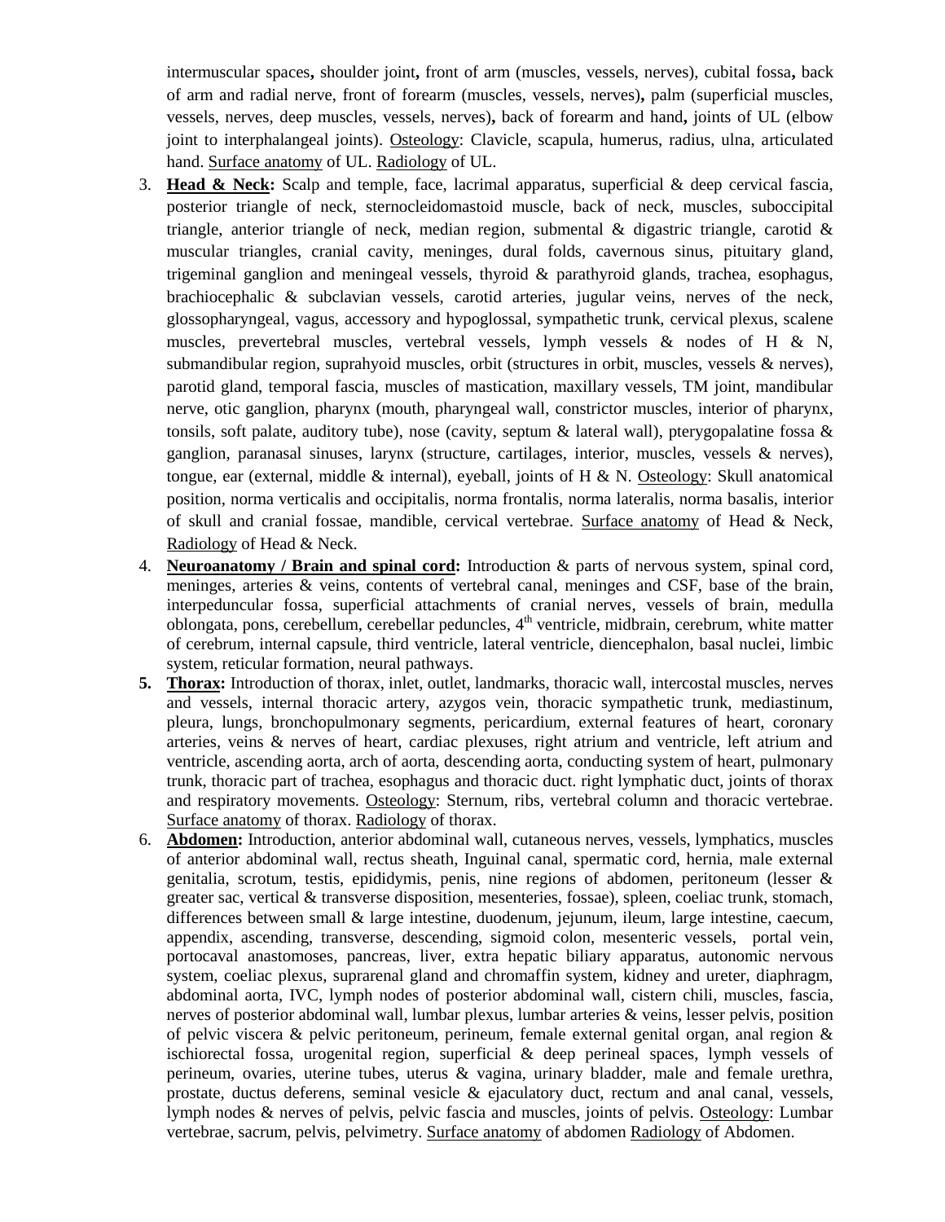intermuscular spaces**,** shoulder joint**,** front of arm (muscles, vessels, nerves), cubital fossa**,** back of arm and radial nerve, front of forearm (muscles, vessels, nerves)**,** palm (superficial muscles, vessels, nerves, deep muscles, vessels, nerves)**,** back of forearm and hand**,** joints of UL (elbow joint to interphalangeal joints). Osteology: Clavicle, scapula, humerus, radius, ulna, articulated hand. Surface anatomy of UL. Radiology of UL.

3. **Head & Neck:** Scalp and temple, face, lacrimal apparatus, superficial & deep cervical fascia, posterior triangle of neck, sternocleidomastoid muscle, back of neck, muscles, suboccipital triangle, anterior triangle of neck, median region, submental & digastric triangle, carotid & muscular triangles, cranial cavity, meninges, dural folds, cavernous sinus, pituitary gland, trigeminal ganglion and meningeal vessels, thyroid & parathyroid glands, trachea, esophagus, brachiocephalic & subclavian vessels, carotid arteries, jugular veins, nerves of the neck, glossopharyngeal, vagus, accessory and hypoglossal, sympathetic trunk, cervical plexus, scalene muscles, prevertebral muscles, vertebral vessels, lymph vessels & nodes of H & N, submandibular region, suprahyoid muscles, orbit (structures in orbit, muscles, vessels & nerves), parotid gland, temporal fascia, muscles of mastication, maxillary vessels, TM joint, mandibular nerve, otic ganglion, pharynx (mouth, pharyngeal wall, constrictor muscles, interior of pharynx, tonsils, soft palate, auditory tube), nose (cavity, septum & lateral wall), pterygopalatine fossa & ganglion, paranasal sinuses, larynx (structure, cartilages, interior, muscles, vessels & nerves), tongue, ear (external, middle & internal), eyeball, joints of H & N. Osteology: Skull anatomical position, norma verticalis and occipitalis, norma frontalis, norma lateralis, norma basalis, interior of skull and cranial fossae, mandible, cervical vertebrae. Surface anatomy of Head & Neck, Radiology of Head & Neck.
4. **Neuroanatomy / Brain and spinal cord:** Introduction & parts of nervous system, spinal cord, meninges, arteries & veins, contents of vertebral canal, meninges and CSF, base of the brain, interpeduncular fossa, superficial attachments of cranial nerves, vessels of brain, medulla oblongata, pons, cerebellum, cerebellar peduncles, 4th ventricle, midbrain, cerebrum, white matter of cerebrum, internal capsule, third ventricle, lateral ventricle, diencephalon, basal nuclei, limbic system, reticular formation, neural pathways.
5. **Thorax:** Introduction of thorax, inlet, outlet, landmarks, thoracic wall, intercostal muscles, nerves and vessels, internal thoracic artery, azygos vein, thoracic sympathetic trunk, mediastinum, pleura, lungs, bronchopulmonary segments, pericardium, external features of heart, coronary arteries, veins & nerves of heart, cardiac plexuses, right atrium and ventricle, left atrium and ventricle, ascending aorta, arch of aorta, descending aorta, conducting system of heart, pulmonary trunk, thoracic part of trachea, esophagus and thoracic duct. right lymphatic duct, joints of thorax and respiratory movements. Osteology: Sternum, ribs, vertebral column and thoracic vertebrae. Surface anatomy of thorax. Radiology of thorax.
6. **Abdomen:** Introduction, anterior abdominal wall, cutaneous nerves, vessels, lymphatics, muscles of anterior abdominal wall, rectus sheath, Inguinal canal, spermatic cord, hernia, male external genitalia, scrotum, testis, epididymis, penis, nine regions of abdomen, peritoneum (lesser & greater sac, vertical & transverse disposition, mesenteries, fossae), spleen, coeliac trunk, stomach, differences between small & large intestine, duodenum, jejunum, ileum, large intestine, caecum, appendix, ascending, transverse, descending, sigmoid colon, mesenteric vessels, portal vein, portocaval anastomoses, pancreas, liver, extra hepatic biliary apparatus, autonomic nervous system, coeliac plexus, suprarenal gland and chromaffin system, kidney and ureter, diaphragm, abdominal aorta, IVC, lymph nodes of posterior abdominal wall, cistern chili, muscles, fascia, nerves of posterior abdominal wall, lumbar plexus, lumbar arteries & veins, lesser pelvis, position of pelvic viscera & pelvic peritoneum, perineum, female external genital organ, anal region & ischiorectal fossa, urogenital region, superficial & deep perineal spaces, lymph vessels of perineum, ovaries, uterine tubes, uterus & vagina, urinary bladder, male and female urethra, prostate, ductus deferens, seminal vesicle & ejaculatory duct, rectum and anal canal, vessels, lymph nodes & nerves of pelvis, pelvic fascia and muscles, joints of pelvis. Osteology: Lumbar vertebrae, sacrum, pelvis, pelvimetry. Surface anatomy of abdomen Radiology of Abdomen.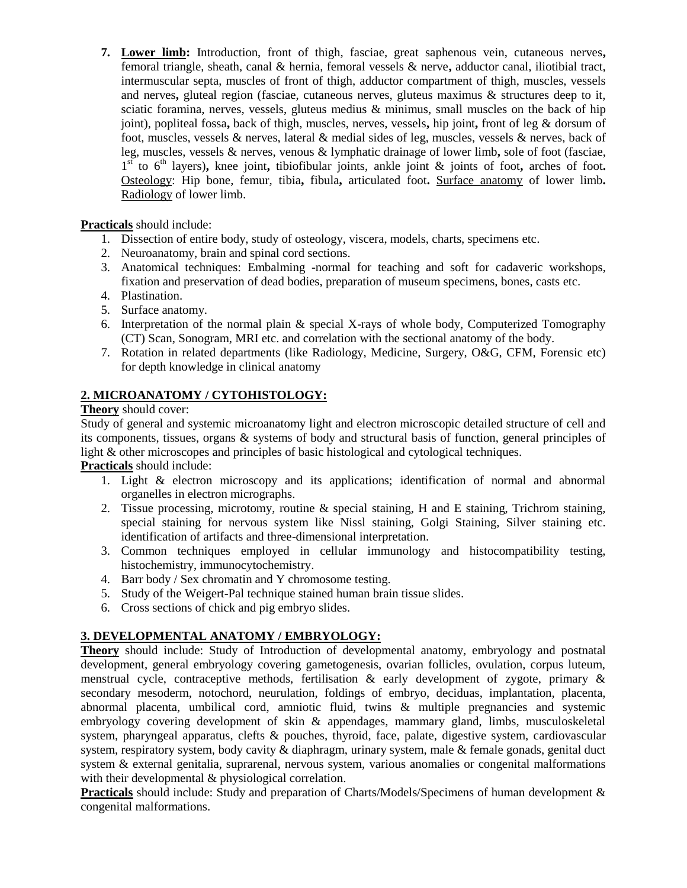7. **Lower limb:** Introduction, front of thigh, fasciae, great saphenous vein, cutaneous nerves**,** femoral triangle, sheath, canal & hernia, femoral vessels & nerve**,** adductor canal, iliotibial tract, intermuscular septa, muscles of front of thigh, adductor compartment of thigh, muscles, vessels and nerves**,** gluteal region (fasciae, cutaneous nerves, gluteus maximus & structures deep to it, sciatic foramina, nerves, vessels, gluteus medius & minimus, small muscles on the back of hip joint), popliteal fossa**,** back of thigh, muscles, nerves, vessels**,** hip joint**,** front of leg & dorsum of foot, muscles, vessels & nerves, lateral & medial sides of leg, muscles, vessels & nerves, back of leg, muscles, vessels & nerves, venous & lymphatic drainage of lower limb**,** sole of foot (fasciae, 1st to 6th layers)**,** knee joint**,** tibiofibular joints, ankle joint & joints of foot**,** arches of foot**.** Osteology: Hip bone, femur, tibia**,** fibula**,** articulated foot**.** Surface anatomy of lower limb**.** Radiology of lower limb.

**Practicals** should include:

1. Dissection of entire body, study of osteology, viscera, models, charts, specimens etc.
2. Neuroanatomy, brain and spinal cord sections.
3. Anatomical techniques: Embalming -normal for teaching and soft for cadaveric workshops, fixation and preservation of dead bodies, preparation of museum specimens, bones, casts etc.
4. Plastination.
5. Surface anatomy.
6. Interpretation of the normal plain & special X-rays of whole body, Computerized Tomography (CT) Scan, Sonogram, MRI etc. and correlation with the sectional anatomy of the body.
7. Rotation in related departments (like Radiology, Medicine, Surgery, O&G, CFM, Forensic etc) for depth knowledge in clinical anatomy

## 2. MICROANATOMY / CYTOHISTOLOGY:

**Theory** should cover:
Study of general and systemic microanatomy light and electron microscopic detailed structure of cell and its components, tissues, organs & systems of body and structural basis of function, general principles of light & other microscopes and principles of basic histological and cytological techniques.

**Practicals** should include:

1. Light & electron microscopy and its applications; identification of normal and abnormal organelles in electron micrographs.
2. Tissue processing, microtomy, routine & special staining, H and E staining, Trichrom staining, special staining for nervous system like Nissl staining, Golgi Staining, Silver staining etc. identification of artifacts and three-dimensional interpretation.
3. Common techniques employed in cellular immunology and histocompatibility testing, histochemistry, immunocytochemistry.
4. Barr body / Sex chromatin and Y chromosome testing.
5. Study of the Weigert-Pal technique stained human brain tissue slides.
6. Cross sections of chick and pig embryo slides.

## 3. DEVELOPMENTAL ANATOMY / EMBRYOLOGY:

**Theory** should include: Study of Introduction of developmental anatomy, embryology and postnatal development, general embryology covering gametogenesis, ovarian follicles, ovulation, corpus luteum, menstrual cycle, contraceptive methods, fertilisation & early development of zygote, primary & secondary mesoderm, notochord, neurulation, foldings of embryo, deciduas, implantation, placenta, abnormal placenta, umbilical cord, amniotic fluid, twins & multiple pregnancies and systemic embryology covering development of skin & appendages, mammary gland, limbs, musculoskeletal system, pharyngeal apparatus, clefts & pouches, thyroid, face, palate, digestive system, cardiovascular system, respiratory system, body cavity & diaphragm, urinary system, male & female gonads, genital duct system & external genitalia, suprarenal, nervous system, various anomalies or congenital malformations with their developmental & physiological correlation.

**Practicals** should include: Study and preparation of Charts/Models/Specimens of human development & congenital malformations.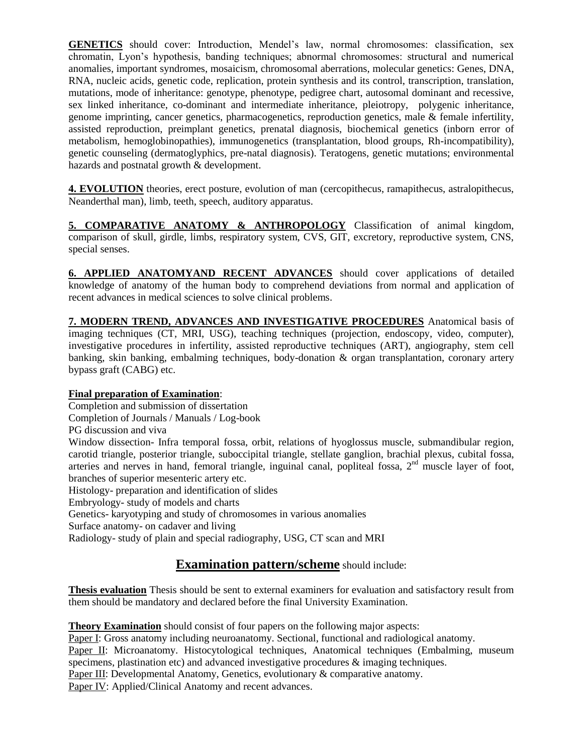**GENETICS** should cover: Introduction, Mendel's law, normal chromosomes: classification, sex chromatin, Lyon's hypothesis, banding techniques; abnormal chromosomes: structural and numerical anomalies, important syndromes, mosaicism, chromosomal aberrations, molecular genetics: Genes, DNA, RNA, nucleic acids, genetic code, replication, protein synthesis and its control, transcription, translation, mutations, mode of inheritance: genotype, phenotype, pedigree chart, autosomal dominant and recessive, sex linked inheritance, co-dominant and intermediate inheritance, pleiotropy, polygenic inheritance, genome imprinting, cancer genetics, pharmacogenetics, reproduction genetics, male & female infertility, assisted reproduction, preimplant genetics, prenatal diagnosis, biochemical genetics (inborn error of metabolism, hemoglobinopathies), immunogenetics (transplantation, blood groups, Rh-incompatibility), genetic counseling (dermatoglyphics, pre-natal diagnosis). Teratogens, genetic mutations; environmental hazards and postnatal growth & development.

**4. EVOLUTION** theories, erect posture, evolution of man (cercopithecus, ramapithecus, astralopithecus, Neanderthal man), limb, teeth, speech, auditory apparatus.

**5. COMPARATIVE ANATOMY & ANTHROPOLOGY** Classification of animal kingdom, comparison of skull, girdle, limbs, respiratory system, CVS, GIT, excretory, reproductive system, CNS, special senses.

**6. APPLIED ANATOMYAND RECENT ADVANCES** should cover applications of detailed knowledge of anatomy of the human body to comprehend deviations from normal and application of recent advances in medical sciences to solve clinical problems.

**7. MODERN TREND, ADVANCES AND INVESTIGATIVE PROCEDURES** Anatomical basis of imaging techniques (CT, MRI, USG), teaching techniques (projection, endoscopy, video, computer), investigative procedures in infertility, assisted reproductive techniques (ART), angiography, stem cell banking, skin banking, embalming techniques, body-donation & organ transplantation, coronary artery bypass graft (CABG) etc.

**Final preparation of Examination**:

Completion and submission of dissertation
Completion of Journals / Manuals / Log-book
PG discussion and viva
Window dissection- Infra temporal fossa, orbit, relations of hyoglossus muscle, submandibular region, carotid triangle, posterior triangle, suboccipital triangle, stellate ganglion, brachial plexus, cubital fossa, arteries and nerves in hand, femoral triangle, inguinal canal, popliteal fossa, 2nd muscle layer of foot, branches of superior mesenteric artery etc.
Histology- preparation and identification of slides
Embryology- study of models and charts
Genetics- karyotyping and study of chromosomes in various anomalies
Surface anatomy- on cadaver and living
Radiology- study of plain and special radiography, USG, CT scan and MRI

## **Examination pattern/scheme** should include:

**Thesis evaluation** Thesis should be sent to external examiners for evaluation and satisfactory result from them should be mandatory and declared before the final University Examination.

**Theory Examination** should consist of four papers on the following major aspects:
Paper I: Gross anatomy including neuroanatomy. Sectional, functional and radiological anatomy.
Paper II: Microanatomy. Histocytological techniques, Anatomical techniques (Embalming, museum specimens, plastination etc) and advanced investigative procedures & imaging techniques.
Paper III: Developmental Anatomy, Genetics, evolutionary & comparative anatomy.
Paper IV: Applied/Clinical Anatomy and recent advances.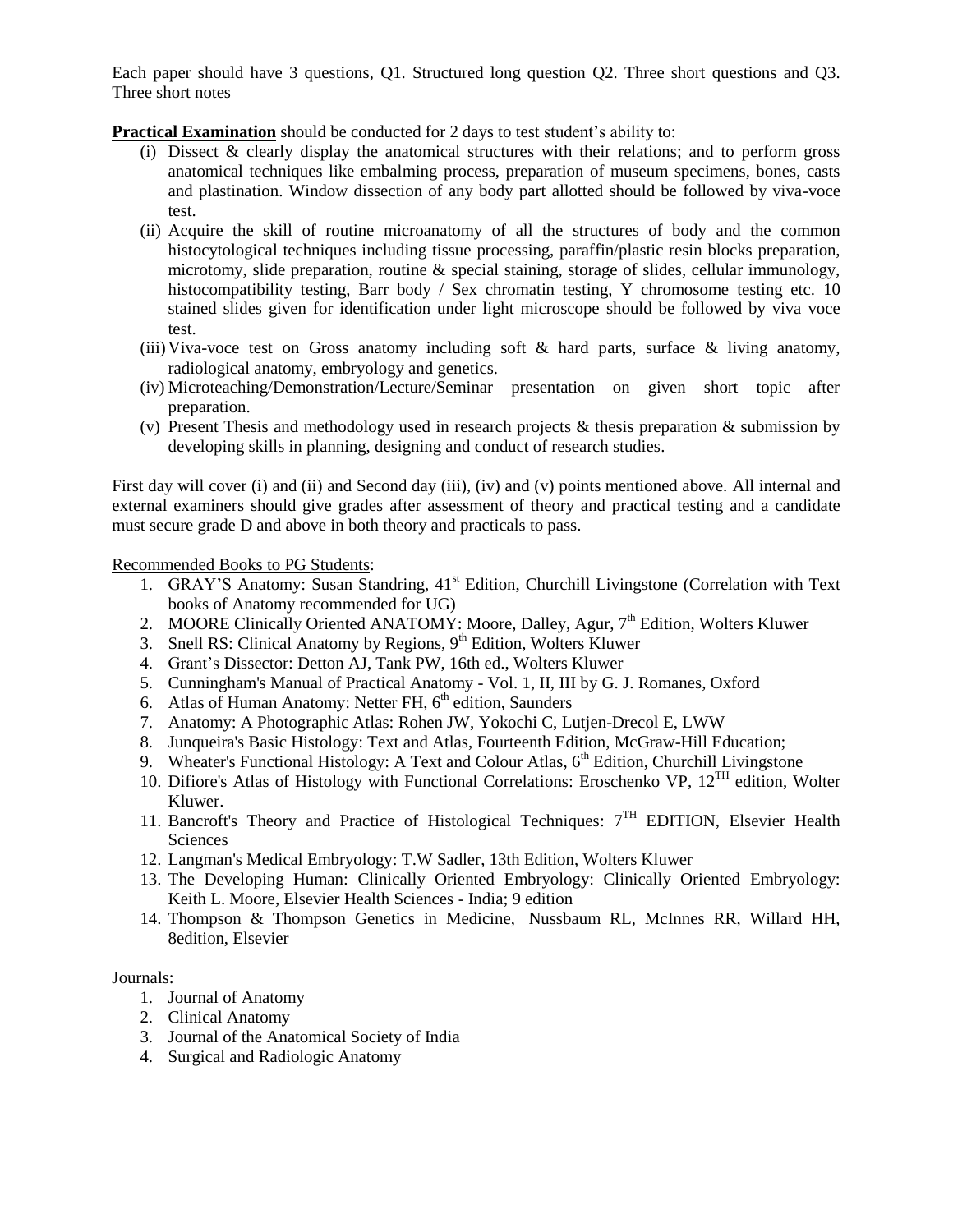Each paper should have 3 questions, Q1. Structured long question Q2. Three short questions and Q3. Three short notes

**Practical Examination** should be conducted for 2 days to test student's ability to:

- (i) Dissect & clearly display the anatomical structures with their relations; and to perform gross anatomical techniques like embalming process, preparation of museum specimens, bones, casts and plastination. Window dissection of any body part allotted should be followed by viva-voce test.
- (ii) Acquire the skill of routine microanatomy of all the structures of body and the common histocytological techniques including tissue processing, paraffin/plastic resin blocks preparation, microtomy, slide preparation, routine & special staining, storage of slides, cellular immunology, histocompatibility testing, Barr body / Sex chromatin testing, Y chromosome testing etc. 10 stained slides given for identification under light microscope should be followed by viva voce test.
- (iii) Viva-voce test on Gross anatomy including soft & hard parts, surface & living anatomy, radiological anatomy, embryology and genetics.
- (iv) Microteaching/Demonstration/Lecture/Seminar presentation on given short topic after preparation.
- (v) Present Thesis and methodology used in research projects & thesis preparation & submission by developing skills in planning, designing and conduct of research studies.

First day will cover (i) and (ii) and Second day (iii), (iv) and (v) points mentioned above. All internal and external examiners should give grades after assessment of theory and practical testing and a candidate must secure grade D and above in both theory and practicals to pass.

Recommended Books to PG Students:

1. GRAY'S Anatomy: Susan Standring, 41st Edition, Churchill Livingstone (Correlation with Text books of Anatomy recommended for UG)
2. MOORE Clinically Oriented ANATOMY: Moore, Dalley, Agur, 7th Edition, Wolters Kluwer
3. Snell RS: Clinical Anatomy by Regions, 9th Edition, Wolters Kluwer
4. Grant's Dissector: Detton AJ, Tank PW, 16th ed., Wolters Kluwer
5. Cunningham's Manual of Practical Anatomy - Vol. 1, II, III by G. J. Romanes, Oxford
6. Atlas of Human Anatomy: Netter FH, 6th edition, Saunders
7. Anatomy: A Photographic Atlas: Rohen JW, Yokochi C, Lutjen-Drecol E, LWW
8. Junqueira's Basic Histology: Text and Atlas, Fourteenth Edition, McGraw-Hill Education;
9. Wheater's Functional Histology: A Text and Colour Atlas, 6th Edition, Churchill Livingstone
10. Difiore's Atlas of Histology with Functional Correlations: Eroschenko VP, 12TH edition, Wolter Kluwer.
11. Bancroft's Theory and Practice of Histological Techniques: 7TH EDITION, Elsevier Health Sciences
12. Langman's Medical Embryology: T.W Sadler, 13th Edition, Wolters Kluwer
13. The Developing Human: Clinically Oriented Embryology: Clinically Oriented Embryology: Keith L. Moore, Elsevier Health Sciences - India; 9 edition
14. Thompson & Thompson Genetics in Medicine, Nussbaum RL, McInnes RR, Willard HH, 8edition, Elsevier

Journals:

1. Journal of Anatomy
2. Clinical Anatomy
3. Journal of the Anatomical Society of India
4. Surgical and Radiologic Anatomy